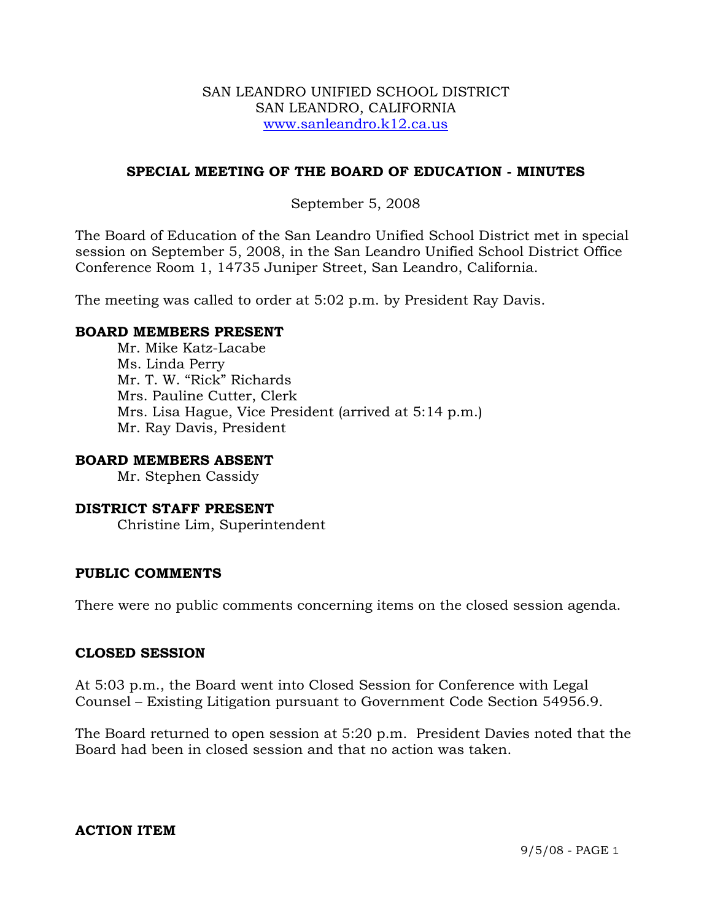SAN LEANDRO UNIFIED SCHOOL DISTRICT
SAN LEANDRO, CALIFORNIA
www.sanleandro.k12.ca.us

## SPECIAL MEETING OF THE BOARD OF EDUCATION - MINUTES

September 5, 2008

The Board of Education of the San Leandro Unified School District met in special session on September 5, 2008, in the San Leandro Unified School District Office Conference Room 1, 14735 Juniper Street, San Leandro, California.

The meeting was called to order at 5:02 p.m. by President Ray Davis.

### BOARD MEMBERS PRESENT

Mr. Mike Katz-Lacabe
Ms. Linda Perry
Mr. T. W. "Rick" Richards
Mrs. Pauline Cutter, Clerk
Mrs. Lisa Hague, Vice President (arrived at 5:14 p.m.)
Mr. Ray Davis, President

### BOARD MEMBERS ABSENT

Mr. Stephen Cassidy

### DISTRICT STAFF PRESENT

Christine Lim, Superintendent

### PUBLIC COMMENTS

There were no public comments concerning items on the closed session agenda.

### CLOSED SESSION

At 5:03 p.m., the Board went into Closed Session for Conference with Legal Counsel – Existing Litigation pursuant to Government Code Section 54956.9.

The Board returned to open session at 5:20 p.m. President Davies noted that the Board had been in closed session and that no action was taken.

### ACTION ITEM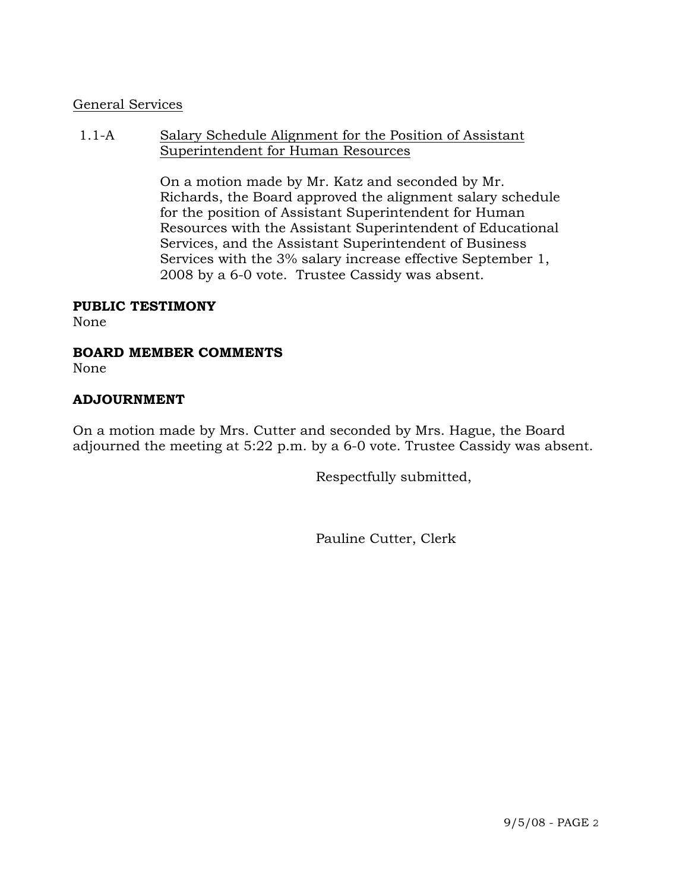General Services

1.1-A Salary Schedule Alignment for the Position of Assistant Superintendent for Human Resources

On a motion made by Mr. Katz and seconded by Mr. Richards, the Board approved the alignment salary schedule for the position of Assistant Superintendent for Human Resources with the Assistant Superintendent of Educational Services, and the Assistant Superintendent of Business Services with the 3% salary increase effective September 1, 2008 by a 6-0 vote. Trustee Cassidy was absent.

**PUBLIC TESTIMONY**

None

**BOARD MEMBER COMMENTS**

None

**ADJOURNMENT**

On a motion made by Mrs. Cutter and seconded by Mrs. Hague, the Board adjourned the meeting at 5:22 p.m. by a 6-0 vote. Trustee Cassidy was absent.

Respectfully submitted,

Pauline Cutter, Clerk